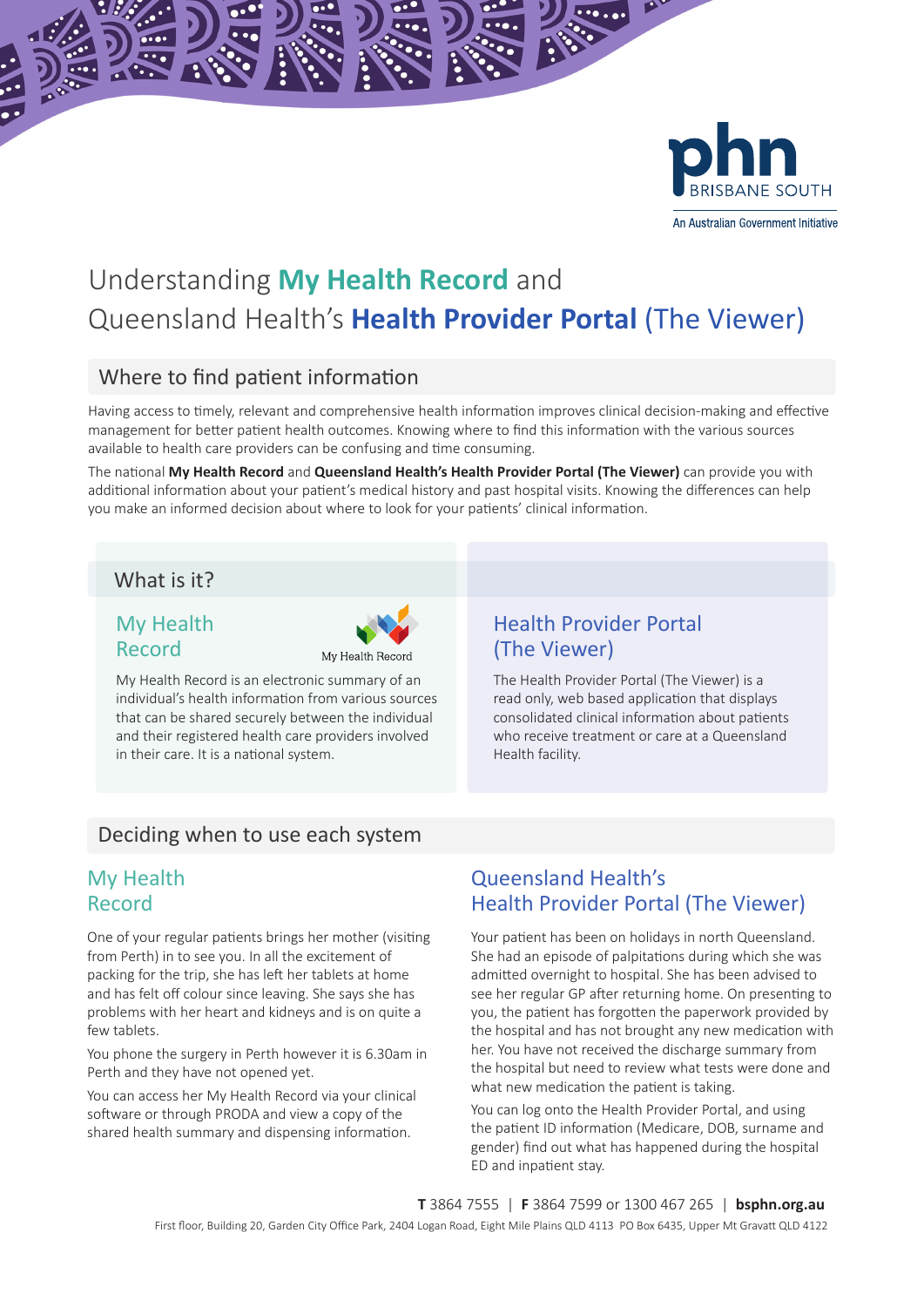# Understanding **My Health Record** and Queensland Health's **Health Provider Portal** (The Viewer)

## Where to find patient information

Having access to timely, relevant and comprehensive health information improves clinical decision-making and effective management for better patient health outcomes. Knowing where to find this information with the various sources available to health care providers can be confusing and time consuming.

The national **My Health Record** and **Queensland Health's Health Provider Portal (The Viewer)** can provide you with additional information about your patient's medical history and past hospital visits. Knowing the differences can help you make an informed decision about where to look for your patients' clinical information.

## What is it?

### My Health Record

My Health Record is an electronic summary of an individual's health information from various sources that can be shared securely between the individual and their registered health care providers involved in their care. It is a national system.

### Health Provider Portal (The Viewer)

The Health Provider Portal (The Viewer) is a read only, web based application that displays consolidated clinical information about patients who receive treatment or care at a Queensland Health facility.

## Deciding when to use each system

### My Health Record

One of your regular patients brings her mother (visiting from Perth) in to see you. In all the excitement of packing for the trip, she has left her tablets at home and has felt off colour since leaving. She says she has problems with her heart and kidneys and is on quite a few tablets.

You phone the surgery in Perth however it is 6.30am in Perth and they have not opened yet.

You can access her My Health Record via your clinical software or through PRODA and view a copy of the shared health summary and dispensing information.

### Queensland Health's Health Provider Portal (The Viewer)

Your patient has been on holidays in north Queensland. She had an episode of palpitations during which she was admitted overnight to hospital. She has been advised to see her regular GP after returning home. On presenting to you, the patient has forgotten the paperwork provided by the hospital and has not brought any new medication with her. You have not received the discharge summary from the hospital but need to review what tests were done and what new medication the patient is taking.

You can log onto the Health Provider Portal, and using the patient ID information (Medicare, DOB, surname and gender) find out what has happened during the hospital ED and inpatient stay.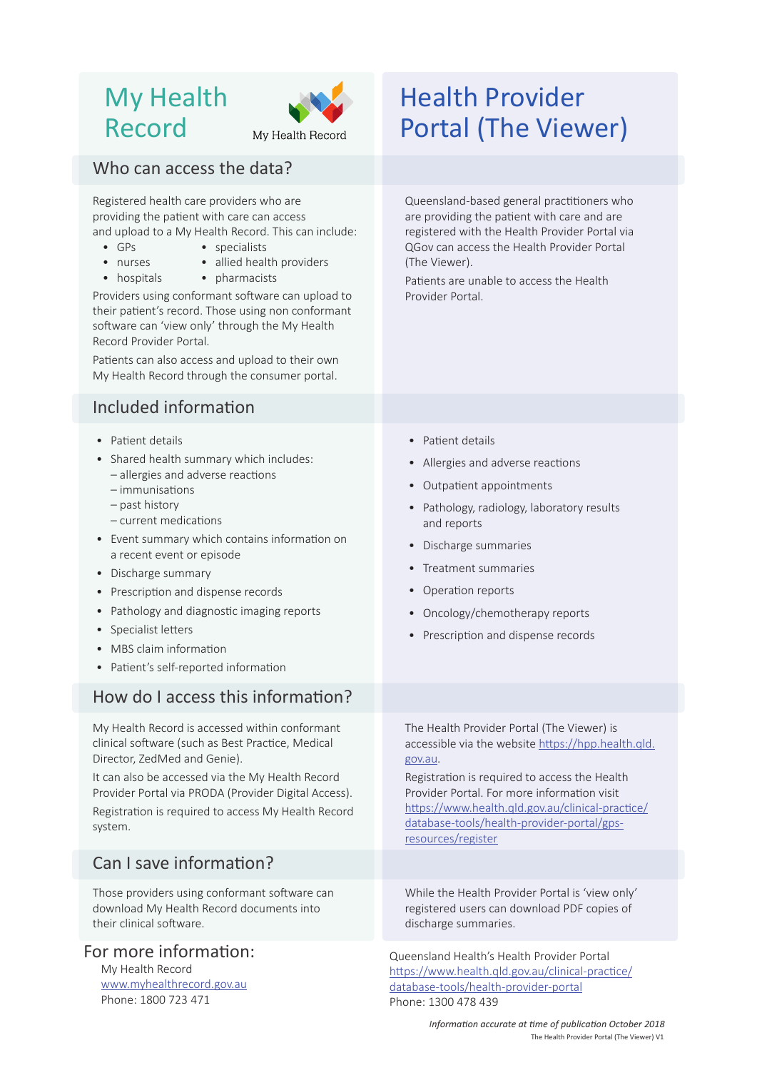# My Health Record

My Health Record

# Health Provider Portal (The Viewer)

## Who can access the data?

**My Health Record**

Registered health care providers who are providing the patient with care can access and upload to a My Health Record. This can include:

- GPs
- nurses
- hospitals
- specialists
- allied health providers
- pharmacists

Providers using conformant software can upload to their patient's record. Those using non conformant software can 'view only' through the My Health Record Provider Portal.

Patients can also access and upload to their own My Health Record through the consumer portal.

**Health Provider Portal (The Viewer)**

Queensland-based general practitioners who are providing the patient with care and are registered with the Health Provider Portal via QGov can access the Health Provider Portal (The Viewer).

Patients are unable to access the Health Provider Portal.

## Included information

**My Health Record**

- Patient details
- Shared health summary which includes:
  - allergies and adverse reactions
  - immunisations
  - past history
  - current medications
- Event summary which contains information on a recent event or episode
- Discharge summary
- Prescription and dispense records
- Pathology and diagnostic imaging reports
- Specialist letters
- MBS claim information
- Patient's self-reported information

**Health Provider Portal (The Viewer)**

- Patient details
- Allergies and adverse reactions
- Outpatient appointments
- Pathology, radiology, laboratory results and reports
- Discharge summaries
- Treatment summaries
- Operation reports
- Oncology/chemotherapy reports
- Prescription and dispense records

## How do I access this information?

**My Health Record**

My Health Record is accessed within conformant clinical software (such as Best Practice, Medical Director, ZedMed and Genie).

It can also be accessed via the My Health Record Provider Portal via PRODA (Provider Digital Access).

Registration is required to access My Health Record system.

**Health Provider Portal (The Viewer)**

The Health Provider Portal (The Viewer) is accessible via the website https://hpp.health.qld.gov.au.

Registration is required to access the Health Provider Portal. For more information visit https://www.health.qld.gov.au/clinical-practice/database-tools/health-provider-portal/gps-resources/register

## Can I save information?

**My Health Record**

Those providers using conformant software can download My Health Record documents into their clinical software.

**Health Provider Portal (The Viewer)**

While the Health Provider Portal is 'view only' registered users can download PDF copies of discharge summaries.

## For more information:

My Health Record
www.myhealthrecord.gov.au
Phone: 1800 723 471

Queensland Health's Health Provider Portal
https://www.health.qld.gov.au/clinical-practice/database-tools/health-provider-portal
Phone: 1300 478 439

*Information accurate at time of publication October 2018*

The Health Provider Portal (The Viewer) V1